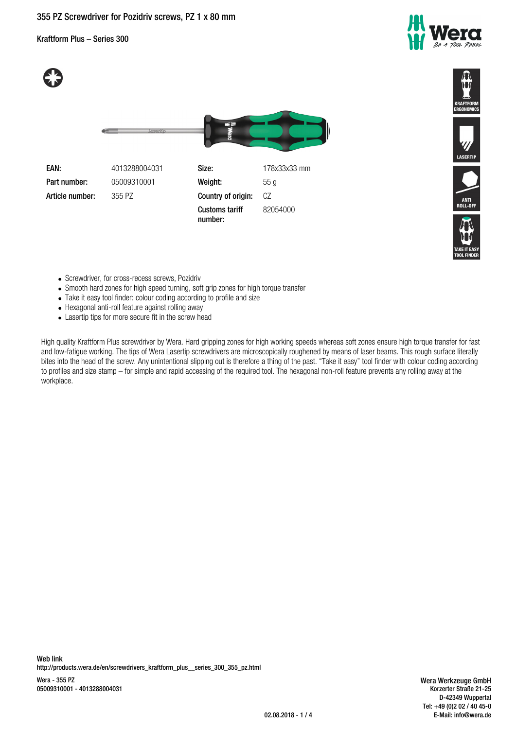# 355 PZ Screwdriver for Pozidriv screws, PZ 1 x 80 mm

## Kraftform Plus – Series 300

KRAFTFORM ERGONOMICS

LASERTIP

ANTI ROLL-OFF

TAKE IT EASY TOOL FINDER

| | | | |
|---|---|---|---|
| **EAN:** | 4013288004031 | **Size:** | 178x33x33 mm |
| **Part number:** | 05009310001 | **Weight:** | 55 g |
| **Article number:** | 355 PZ | **Country of origin:** | CZ |
| | | **Customs tariff number:** | 82054000 |

- Screwdriver, for cross-recess screws, Pozidriv
- Smooth hard zones for high speed turning, soft grip zones for high torque transfer
- Take it easy tool finder: colour coding according to profile and size
- Hexagonal anti-roll feature against rolling away
- Lasertip tips for more secure fit in the screw head

High quality Kraftform Plus screwdriver by Wera. Hard gripping zones for high working speeds whereas soft zones ensure high torque transfer for fast and low-fatigue working. The tips of Wera Lasertip screwdrivers are microscopically roughened by means of laser beams. This rough surface literally bites into the head of the screw. Any unintentional slipping out is therefore a thing of the past. “Take it easy” tool finder with colour coding according to profiles and size stamp – for simple and rapid accessing of the required tool. The hexagonal non-roll feature prevents any rolling away at the workplace.

**Web link**
http://products.wera.de/en/screwdrivers_kraftform_plus__series_300_355_pz.html

Wera - 355 PZ
05009310001 - 4013288004031

Wera Werkzeuge GmbH
Korzerter Straße 21-25
D-42349 Wuppertal
Tel: +49 (0)2 02 / 40 45-0
E-Mail: info@wera.de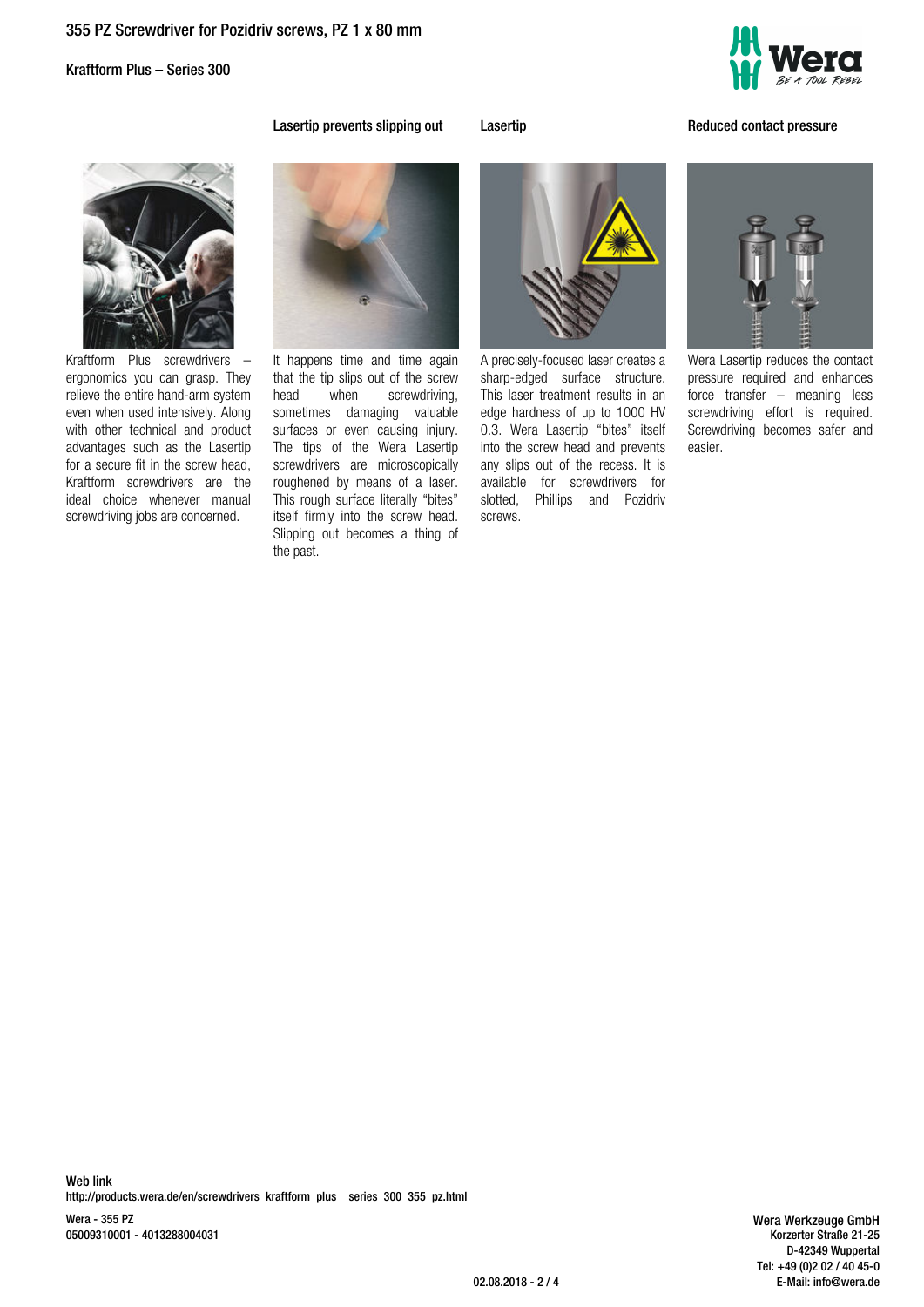Kraftform Plus screwdrivers – ergonomics you can grasp. They relieve the entire hand-arm system even when used intensively. Along with other technical and product advantages such as the Lasertip for a secure fit in the screw head, Kraftform screwdrivers are the ideal choice whenever manual screwdriving jobs are concerned.

### Lasertip prevents slipping out

It happens time and time again that the tip slips out of the screw head when screwdriving, sometimes damaging valuable surfaces or even causing injury. The tips of the Wera Lasertip screwdrivers are microscopically roughened by means of a laser. This rough surface literally “bites” itself firmly into the screw head. Slipping out becomes a thing of the past.

### Lasertip

A precisely-focused laser creates a sharp-edged surface structure. This laser treatment results in an edge hardness of up to 1000 HV 0.3. Wera Lasertip “bites” itself into the screw head and prevents any slips out of the recess. It is available for screwdrivers for slotted, Phillips and Pozidriv screws.

### Reduced contact pressure

Wera Lasertip reduces the contact pressure required and enhances force transfer – meaning less screwdriving effort is required. Screwdriving becomes safer and easier.

**Web link**
http://products.wera.de/en/screwdrivers_kraftform_plus__series_300_355_pz.html

Wera - 355 PZ
05009310001 - 4013288004031

**Wera Werkzeuge GmbH**
Korzerter Straße 21-25
D-42349 Wuppertal
Tel: +49 (0)2 02 / 40 45-0
E-Mail: info@wera.de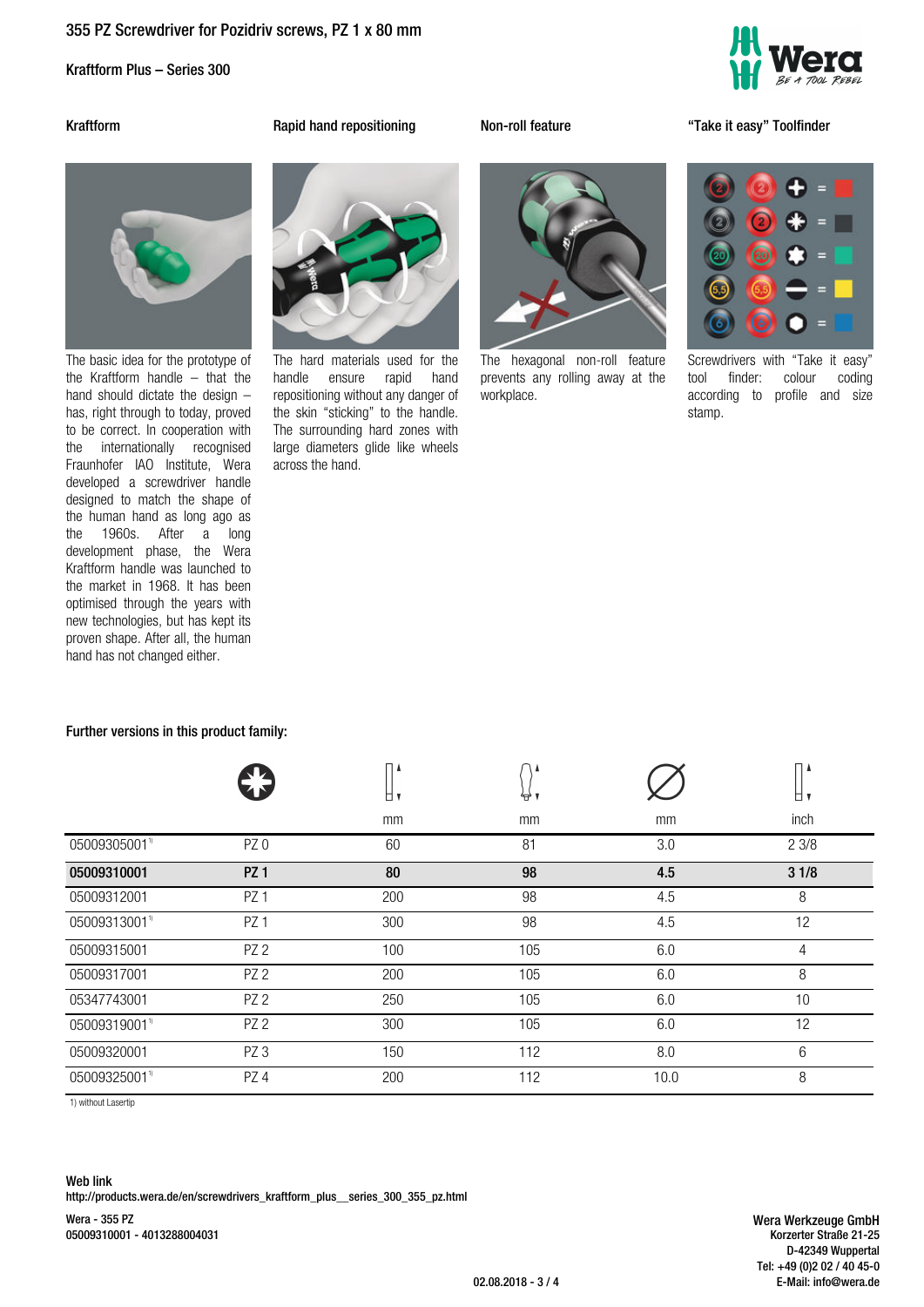# 355 PZ Screwdriver for Pozidriv screws, PZ 1 x 80 mm

Kraftform Plus – Series 300

### Kraftform

The basic idea for the prototype of the Kraftform handle – that the hand should dictate the design – has, right through to today, proved to be correct. In cooperation with the internationally recognised Fraunhofer IAO Institute, Wera developed a screwdriver handle designed to match the shape of the human hand as long ago as the 1960s. After a long development phase, the Wera Kraftform handle was launched to the market in 1968. It has been optimised through the years with new technologies, but has kept its proven shape. After all, the human hand has not changed either.

### Rapid hand repositioning

The hard materials used for the handle ensure rapid hand repositioning without any danger of the skin "sticking" to the handle. The surrounding hard zones with large diameters glide like wheels across the hand.

### Non-roll feature

The hexagonal non-roll feature prevents any rolling away at the workplace.

### "Take it easy" Toolfinder

Screwdrivers with "Take it easy" tool finder: colour coding according to profile and size stamp.

**Further versions in this product family:**

| | | mm | mm | mm | inch |
|---|---|---|---|---|---|
| 05009305001[1] | PZ 0 | 60 | 81 | 3.0 | 2 3/8 |
| **05009310001** | **PZ 1** | **80** | **98** | **4.5** | **3 1/8** |
| 05009312001 | PZ 1 | 200 | 98 | 4.5 | 8 |
| 05009313001[1] | PZ 1 | 300 | 98 | 4.5 | 12 |
| 05009315001 | PZ 2 | 100 | 105 | 6.0 | 4 |
| 05009317001 | PZ 2 | 200 | 105 | 6.0 | 8 |
| 05347743001 | PZ 2 | 250 | 105 | 6.0 | 10 |
| 05009319001[1] | PZ 2 | 300 | 105 | 6.0 | 12 |
| 05009320001 | PZ 3 | 150 | 112 | 8.0 | 6 |
| 05009325001[1] | PZ 4 | 200 | 112 | 10.0 | 8 |

1) without Lasertip

**Web link**
http://products.wera.de/en/screwdrivers_kraftform_plus__series_300_355_pz.html

**Wera - 355 PZ**
**05009310001 - 4013288004031**

**Wera Werkzeuge GmbH**
Korzerter Straße 21-25
D-42349 Wuppertal
Tel: +49 (0)2 02 / 40 45-0
E-Mail: info@wera.de

02.08.2018